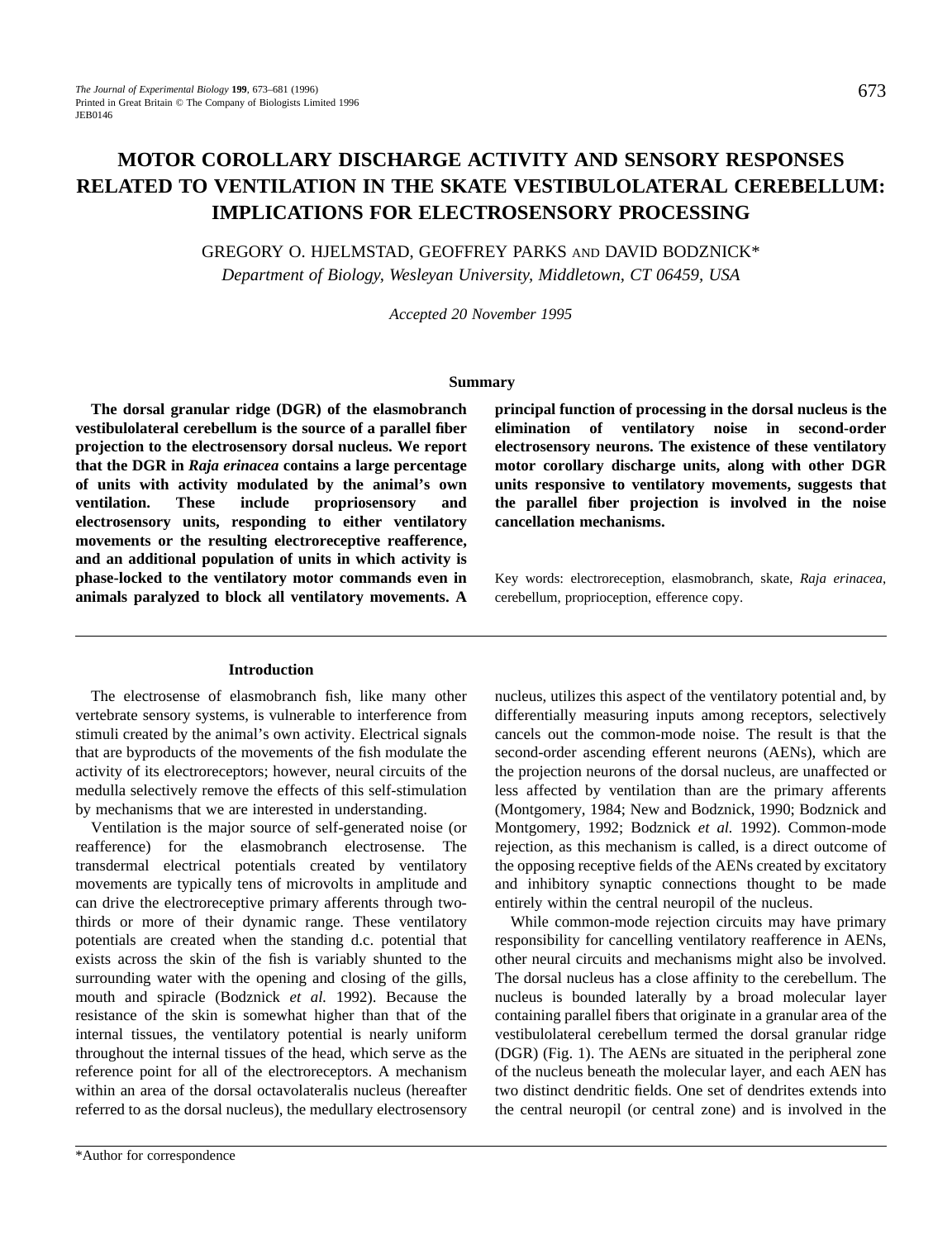# MOTOR COROLLARY DISCHARGE ACTIVITY AND SENSORY RESPONSES RELATED TO VENTILATION IN THE SKATE VESTIBULOLATERAL CEREBELLUM: IMPLICATIONS FOR ELECTROSENSORY PROCESSING

GREGORY O. HJELMSTAD, GEOFFREY PARKS AND DAVID BODZNICK*

*Department of Biology, Wesleyan University, Middletown, CT 06459, USA*

*Accepted 20 November 1995*

## Summary

**The dorsal granular ridge (DGR) of the elasmobranch vestibulolateral cerebellum is the source of a parallel fiber projection to the electrosensory dorsal nucleus. We report that the DGR in *Raja erinacea* contains a large percentage of units with activity modulated by the animal's own ventilation. These include propriosensory and electrosensory units, responding to either ventilatory movements or the resulting electroreceptive reafference, and an additional population of units in which activity is phase-locked to the ventilatory motor commands even in animals paralyzed to block all ventilatory movements. A principal function of processing in the dorsal nucleus is the elimination of ventilatory noise in second-order electrosensory neurons. The existence of these ventilatory motor corollary discharge units, along with other DGR units responsive to ventilatory movements, suggests that the parallel fiber projection is involved in the noise cancellation mechanisms.**

Key words: electroreception, elasmobranch, skate, *Raja erinacea*, cerebellum, proprioception, efference copy.

## Introduction

The electrosense of elasmobranch fish, like many other vertebrate sensory systems, is vulnerable to interference from stimuli created by the animal's own activity. Electrical signals that are byproducts of the movements of the fish modulate the activity of its electroreceptors; however, neural circuits of the medulla selectively remove the effects of this self-stimulation by mechanisms that we are interested in understanding.

Ventilation is the major source of self-generated noise (or reafference) for the elasmobranch electrosense. The transdermal electrical potentials created by ventilatory movements are typically tens of microvolts in amplitude and can drive the electroreceptive primary afferents through two-thirds or more of their dynamic range. These ventilatory potentials are created when the standing d.c. potential that exists across the skin of the fish is variably shunted to the surrounding water with the opening and closing of the gills, mouth and spiracle (Bodznick *et al.* 1992). Because the resistance of the skin is somewhat higher than that of the internal tissues, the ventilatory potential is nearly uniform throughout the internal tissues of the head, which serve as the reference point for all of the electroreceptors. A mechanism within an area of the dorsal octavolateralis nucleus (hereafter referred to as the dorsal nucleus), the medullary electrosensory nucleus, utilizes this aspect of the ventilatory potential and, by differentially measuring inputs among receptors, selectively cancels out the common-mode noise. The result is that the second-order ascending efferent neurons (AENs), which are the projection neurons of the dorsal nucleus, are unaffected or less affected by ventilation than are the primary afferents (Montgomery, 1984; New and Bodznick, 1990; Bodznick and Montgomery, 1992; Bodznick *et al.* 1992). Common-mode rejection, as this mechanism is called, is a direct outcome of the opposing receptive fields of the AENs created by excitatory and inhibitory synaptic connections thought to be made entirely within the central neuropil of the nucleus.

While common-mode rejection circuits may have primary responsibility for cancelling ventilatory reafference in AENs, other neural circuits and mechanisms might also be involved. The dorsal nucleus has a close affinity to the cerebellum. The nucleus is bounded laterally by a broad molecular layer containing parallel fibers that originate in a granular area of the vestibulolateral cerebellum termed the dorsal granular ridge (DGR) (Fig. 1). The AENs are situated in the peripheral zone of the nucleus beneath the molecular layer, and each AEN has two distinct dendritic fields. One set of dendrites extends into the central neuropil (or central zone) and is involved in the

*Author for correspondence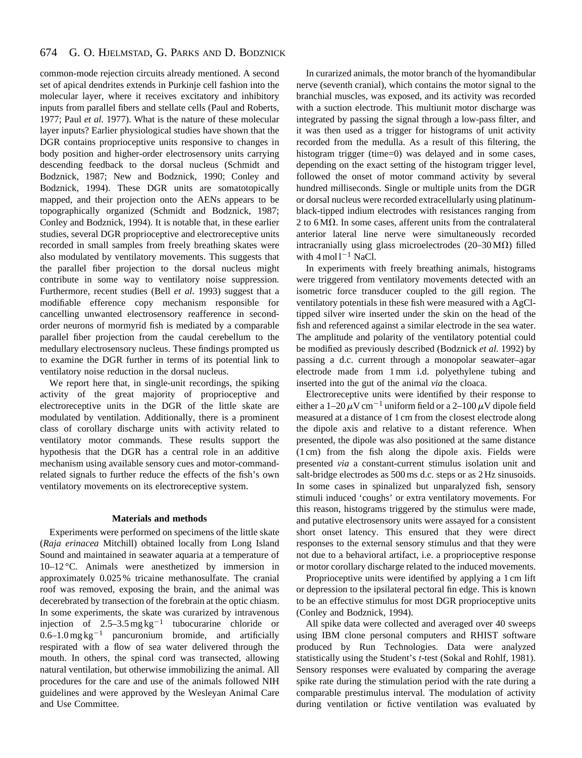common-mode rejection circuits already mentioned. A second set of apical dendrites extends in Purkinje cell fashion into the molecular layer, where it receives excitatory and inhibitory inputs from parallel fibers and stellate cells (Paul and Roberts, 1977; Paul *et al.* 1977). What is the nature of these molecular layer inputs? Earlier physiological studies have shown that the DGR contains proprioceptive units responsive to changes in body position and higher-order electrosensory units carrying descending feedback to the dorsal nucleus (Schmidt and Bodznick, 1987; New and Bodznick, 1990; Conley and Bodznick, 1994). These DGR units are somatotopically mapped, and their projection onto the AENs appears to be topographically organized (Schmidt and Bodznick, 1987; Conley and Bodznick, 1994). It is notable that, in these earlier studies, several DGR proprioceptive and electroreceptive units recorded in small samples from freely breathing skates were also modulated by ventilatory movements. This suggests that the parallel fiber projection to the dorsal nucleus might contribute in some way to ventilatory noise suppression. Furthermore, recent studies (Bell *et al.* 1993) suggest that a modifiable efference copy mechanism responsible for cancelling unwanted electrosensory reafference in second-order neurons of mormyrid fish is mediated by a comparable parallel fiber projection from the caudal cerebellum to the medullary electrosensory nucleus. These findings prompted us to examine the DGR further in terms of its potential link to ventilatory noise reduction in the dorsal nucleus.

We report here that, in single-unit recordings, the spiking activity of the great majority of proprioceptive and electroreceptive units in the DGR of the little skate are modulated by ventilation. Additionally, there is a prominent class of corollary discharge units with activity related to ventilatory motor commands. These results support the hypothesis that the DGR has a central role in an additive mechanism using available sensory cues and motor-command-related signals to further reduce the effects of the fish's own ventilatory movements on its electroreceptive system.

## Materials and methods

Experiments were performed on specimens of the little skate (*Raja erinacea* Mitchill) obtained locally from Long Island Sound and maintained in seawater aquaria at a temperature of 10–12 °C. Animals were anesthetized by immersion in approximately 0.025 % tricaine methanosulfate. The cranial roof was removed, exposing the brain, and the animal was decerebrated by transection of the forebrain at the optic chiasm. In some experiments, the skate was curarized by intravenous injection of 2.5–3.5 $\mathrm{mg\,kg^{-1}}$ tubocurarine chloride or 0.6–1.0 $\mathrm{mg\,kg^{-1}}$ pancuronium bromide, and artificially respirated with a flow of sea water delivered through the mouth. In others, the spinal cord was transected, allowing natural ventilation, but otherwise immobilizing the animal. All procedures for the care and use of the animals followed NIH guidelines and were approved by the Wesleyan Animal Care and Use Committee.

In curarized animals, the motor branch of the hyomandibular nerve (seventh cranial), which contains the motor signal to the branchial muscles, was exposed, and its activity was recorded with a suction electrode. This multiunit motor discharge was integrated by passing the signal through a low-pass filter, and it was then used as a trigger for histograms of unit activity recorded from the medulla. As a result of this filtering, the histogram trigger (time=0) was delayed and in some cases, depending on the exact setting of the histogram trigger level, followed the onset of motor command activity by several hundred milliseconds. Single or multiple units from the DGR or dorsal nucleus were recorded extracellularly using platinum-black-tipped indium electrodes with resistances ranging from 2 to 6 MΩ. In some cases, afferent units from the contralateral anterior lateral line nerve were simultaneously recorded intracranially using glass microelectrodes (20–30 MΩ) filled with 4 $\mathrm{mol\,l^{-1}}$ NaCl.

In experiments with freely breathing animals, histograms were triggered from ventilatory movements detected with an isometric force transducer coupled to the gill region. The ventilatory potentials in these fish were measured with a AgCl-tipped silver wire inserted under the skin on the head of the fish and referenced against a similar electrode in the sea water. The amplitude and polarity of the ventilatory potential could be modified as previously described (Bodznick *et al.* 1992) by passing a d.c. current through a monopolar seawater–agar electrode made from 1 mm i.d. polyethylene tubing and inserted into the gut of the animal *via* the cloaca.

Electroreceptive units were identified by their response to either a 1–20 $\mu\mathrm{V\,cm^{-1}}$ uniform field or a 2–100 $\mu$V dipole field measured at a distance of 1 cm from the closest electrode along the dipole axis and relative to a distant reference. When presented, the dipole was also positioned at the same distance (1 cm) from the fish along the dipole axis. Fields were presented *via* a constant-current stimulus isolation unit and salt-bridge electrodes as 500 ms d.c. steps or as 2 Hz sinusoids. In some cases in spinalized but unparalyzed fish, sensory stimuli induced 'coughs' or extra ventilatory movements. For this reason, histograms triggered by the stimulus were made, and putative electrosensory units were assayed for a consistent short onset latency. This ensured that they were direct responses to the external sensory stimulus and that they were not due to a behavioral artifact, i.e. a proprioceptive response or motor corollary discharge related to the induced movements.

Proprioceptive units were identified by applying a 1 cm lift or depression to the ipsilateral pectoral fin edge. This is known to be an effective stimulus for most DGR proprioceptive units (Conley and Bodznick, 1994).

All spike data were collected and averaged over 40 sweeps using IBM clone personal computers and RHIST software produced by Run Technologies. Data were analyzed statistically using the Student's *t*-test (Sokal and Rohlf, 1981). Sensory responses were evaluated by comparing the average spike rate during the stimulation period with the rate during a comparable prestimulus interval. The modulation of activity during ventilation or fictive ventilation was evaluated by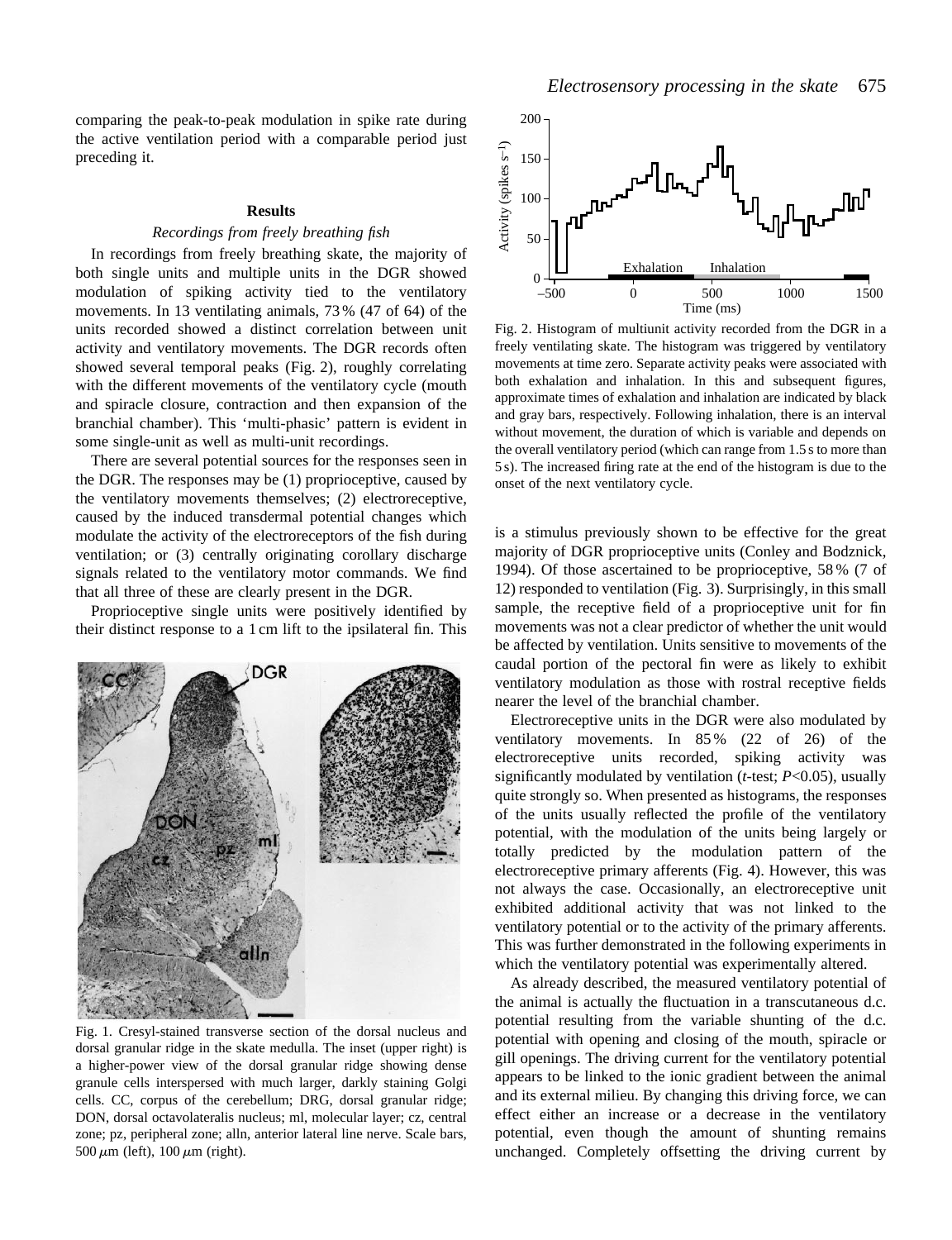comparing the peak-to-peak modulation in spike rate during the active ventilation period with a comparable period just preceding it.

## Results

### *Recordings from freely breathing fish*

In recordings from freely breathing skate, the majority of both single units and multiple units in the DGR showed modulation of spiking activity tied to the ventilatory movements. In 13 ventilating animals, 73 % (47 of 64) of the units recorded showed a distinct correlation between unit activity and ventilatory movements. The DGR records often showed several temporal peaks (Fig. 2), roughly correlating with the different movements of the ventilatory cycle (mouth and spiracle closure, contraction and then expansion of the branchial chamber). This 'multi-phasic' pattern is evident in some single-unit as well as multi-unit recordings.

There are several potential sources for the responses seen in the DGR. The responses may be (1) proprioceptive, caused by the ventilatory movements themselves; (2) electroreceptive, caused by the induced transdermal potential changes which modulate the activity of the electroreceptors of the fish during ventilation; or (3) centrally originating corollary discharge signals related to the ventilatory motor commands. We find that all three of these are clearly present in the DGR.

Proprioceptive single units were positively identified by their distinct response to a 1 cm lift to the ipsilateral fin. This is a stimulus previously shown to be effective for the great majority of DGR proprioceptive units (Conley and Bodznick, 1994). Of those ascertained to be proprioceptive, 58 % (7 of 12) responded to ventilation (Fig. 3). Surprisingly, in this small sample, the receptive field of a proprioceptive unit for fin movements was not a clear predictor of whether the unit would be affected by ventilation. Units sensitive to movements of the caudal portion of the pectoral fin were as likely to exhibit ventilatory modulation as those with rostral receptive fields nearer the level of the branchial chamber.

Fig. 1. Cresyl-stained transverse section of the dorsal nucleus and dorsal granular ridge in the skate medulla. The inset (upper right) is a higher-power view of the dorsal granular ridge showing dense granule cells interspersed with much larger, darkly staining Golgi cells. CC, corpus of the cerebellum; DRG, dorsal granular ridge; DON, dorsal octavolateralis nucleus; ml, molecular layer; cz, central zone; pz, peripheral zone; alln, anterior lateral line nerve. Scale bars, 500 $\mu$m (left), 100 $\mu$m (right).

Fig. 2. Histogram of multiunit activity recorded from the DGR in a freely ventilating skate. The histogram was triggered by ventilatory movements at time zero. Separate activity peaks were associated with both exhalation and inhalation. In this and subsequent figures, approximate times of exhalation and inhalation are indicated by black and gray bars, respectively. Following inhalation, there is an interval without movement, the duration of which is variable and depends on the overall ventilatory period (which can range from 1.5 s to more than 5 s). The increased firing rate at the end of the histogram is due to the onset of the next ventilatory cycle.

Electroreceptive units in the DGR were also modulated by ventilatory movements. In 85 % (22 of 26) of the electroreceptive units recorded, spiking activity was significantly modulated by ventilation (*t*-test; $P<0.05$), usually quite strongly so. When presented as histograms, the responses of the units usually reflected the profile of the ventilatory potential, with the modulation of the units being largely or totally predicted by the modulation pattern of the electroreceptive primary afferents (Fig. 4). However, this was not always the case. Occasionally, an electroreceptive unit exhibited additional activity that was not linked to the ventilatory potential or to the activity of the primary afferents. This was further demonstrated in the following experiments in which the ventilatory potential was experimentally altered.

As already described, the measured ventilatory potential of the animal is actually the fluctuation in a transcutaneous d.c. potential resulting from the variable shunting of the d.c. potential with opening and closing of the mouth, spiracle or gill openings. The driving current for the ventilatory potential appears to be linked to the ionic gradient between the animal and its external milieu. By changing this driving force, we can effect either an increase or a decrease in the ventilatory potential, even though the amount of shunting remains unchanged. Completely offsetting the driving current by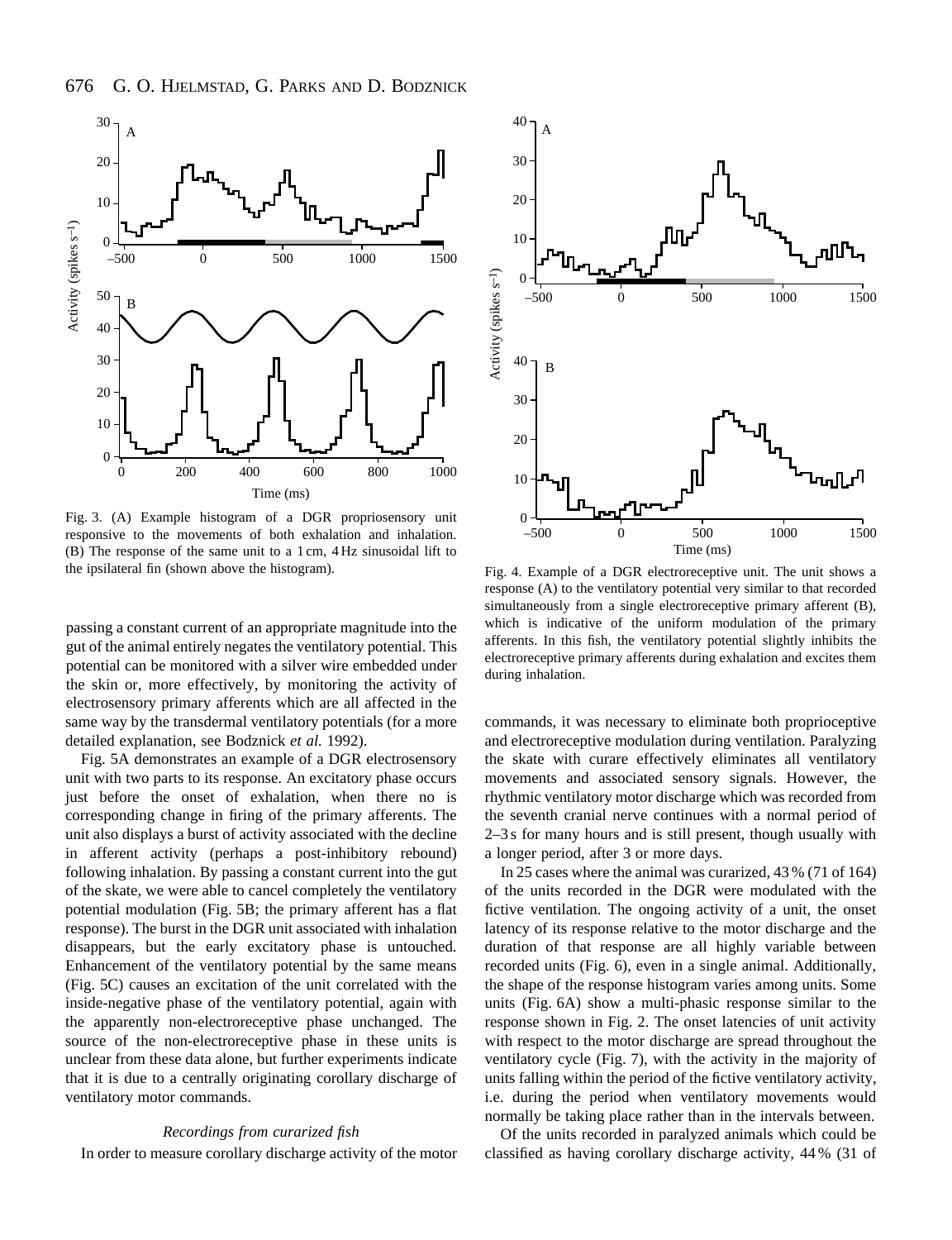Fig. 3. (A) Example histogram of a DGR propriosensory unit responsive to the movements of both exhalation and inhalation. (B) The response of the same unit to a 1 cm, 4 Hz sinusoidal lift to the ipsilateral fin (shown above the histogram).

Fig. 4. Example of a DGR electroreceptive unit. The unit shows a response (A) to the ventilatory potential very similar to that recorded simultaneously from a single electroreceptive primary afferent (B), which is indicative of the uniform modulation of the primary afferents. In this fish, the ventilatory potential slightly inhibits the electroreceptive primary afferents during exhalation and excites them during inhalation.

passing a constant current of an appropriate magnitude into the gut of the animal entirely negates the ventilatory potential. This potential can be monitored with a silver wire embedded under the skin or, more effectively, by monitoring the activity of electrosensory primary afferents which are all affected in the same way by the transdermal ventilatory potentials (for a more detailed explanation, see Bodznick *et al.* 1992).

Fig. 5A demonstrates an example of a DGR electrosensory unit with two parts to its response. An excitatory phase occurs just before the onset of exhalation, when there no is corresponding change in firing of the primary afferents. The unit also displays a burst of activity associated with the decline in afferent activity (perhaps a post-inhibitory rebound) following inhalation. By passing a constant current into the gut of the skate, we were able to cancel completely the ventilatory potential modulation (Fig. 5B; the primary afferent has a flat response). The burst in the DGR unit associated with inhalation disappears, but the early excitatory phase is untouched. Enhancement of the ventilatory potential by the same means (Fig. 5C) causes an excitation of the unit correlated with the inside-negative phase of the ventilatory potential, again with the apparently non-electroreceptive phase unchanged. The source of the non-electroreceptive phase in these units is unclear from these data alone, but further experiments indicate that it is due to a centrally originating corollary discharge of ventilatory motor commands.

### *Recordings from curarized fish*

In order to measure corollary discharge activity of the motor commands, it was necessary to eliminate both proprioceptive and electroreceptive modulation during ventilation. Paralyzing the skate with curare effectively eliminates all ventilatory movements and associated sensory signals. However, the rhythmic ventilatory motor discharge which was recorded from the seventh cranial nerve continues with a normal period of 2–3 s for many hours and is still present, though usually with a longer period, after 3 or more days.

In 25 cases where the animal was curarized, 43 % (71 of 164) of the units recorded in the DGR were modulated with the fictive ventilation. The ongoing activity of a unit, the onset latency of its response relative to the motor discharge and the duration of that response are all highly variable between recorded units (Fig. 6), even in a single animal. Additionally, the shape of the response histogram varies among units. Some units (Fig. 6A) show a multi-phasic response similar to the response shown in Fig. 2. The onset latencies of unit activity with respect to the motor discharge are spread throughout the ventilatory cycle (Fig. 7), with the activity in the majority of units falling within the period of the fictive ventilatory activity, i.e. during the period when ventilatory movements would normally be taking place rather than in the intervals between.

Of the units recorded in paralyzed animals which could be classified as having corollary discharge activity, 44 % (31 of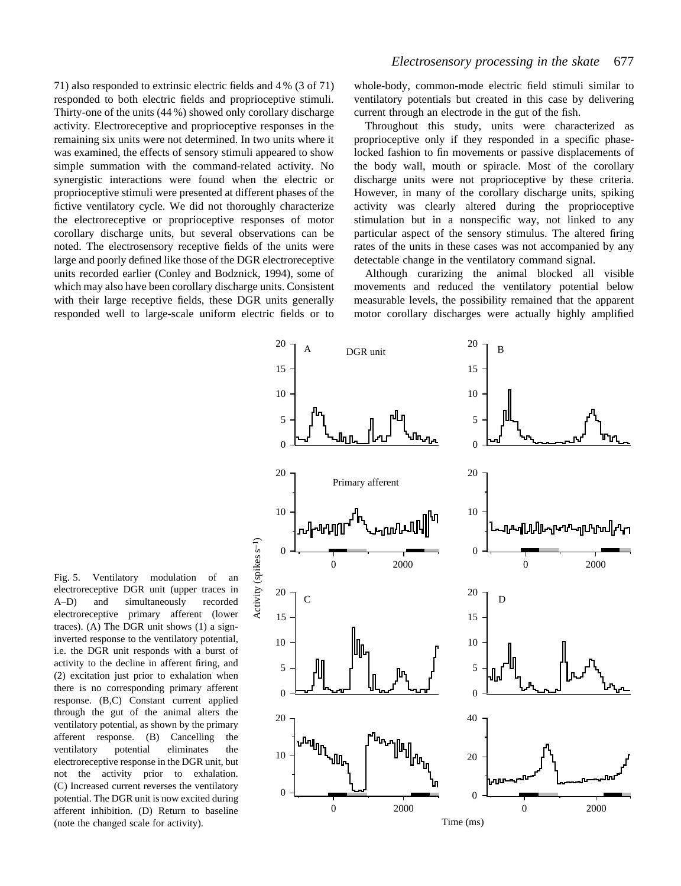71) also responded to extrinsic electric fields and 4 % (3 of 71) responded to both electric fields and proprioceptive stimuli. Thirty-one of the units (44 %) showed only corollary discharge activity. Electroreceptive and proprioceptive responses in the remaining six units were not determined. In two units where it was examined, the effects of sensory stimuli appeared to show simple summation with the command-related activity. No synergistic interactions were found when the electric or proprioceptive stimuli were presented at different phases of the fictive ventilatory cycle. We did not thoroughly characterize the electroreceptive or proprioceptive responses of motor corollary discharge units, but several observations can be noted. The electrosensory receptive fields of the units were large and poorly defined like those of the DGR electroreceptive units recorded earlier (Conley and Bodznick, 1994), some of which may also have been corollary discharge units. Consistent with their large receptive fields, these DGR units generally responded well to large-scale uniform electric fields or to whole-body, common-mode electric field stimuli similar to ventilatory potentials but created in this case by delivering current through an electrode in the gut of the fish.

Throughout this study, units were characterized as proprioceptive only if they responded in a specific phase-locked fashion to fin movements or passive displacements of the body wall, mouth or spiracle. Most of the corollary discharge units were not proprioceptive by these criteria. However, in many of the corollary discharge units, spiking activity was clearly altered during the proprioceptive stimulation but in a nonspecific way, not linked to any particular aspect of the sensory stimulus. The altered firing rates of the units in these cases was not accompanied by any detectable change in the ventilatory command signal.

Although curarizing the animal blocked all visible movements and reduced the ventilatory potential below measurable levels, the possibility remained that the apparent motor corollary discharges were actually highly amplified

Fig. 5. Ventilatory modulation of an electroreceptive DGR unit (upper traces in A–D) and simultaneously recorded electroreceptive primary afferent (lower traces). (A) The DGR unit shows (1) a sign-inverted response to the ventilatory potential, i.e. the DGR unit responds with a burst of activity to the decline in afferent firing, and (2) excitation just prior to exhalation when there is no corresponding primary afferent response. (B,C) Constant current applied through the gut of the animal alters the ventilatory potential, as shown by the primary afferent response. (B) Cancelling the ventilatory potential eliminates the electroreceptive response in the DGR unit, but not the activity prior to exhalation. (C) Increased current reverses the ventilatory potential. The DGR unit is now excited during afferent inhibition. (D) Return to baseline (note the changed scale for activity).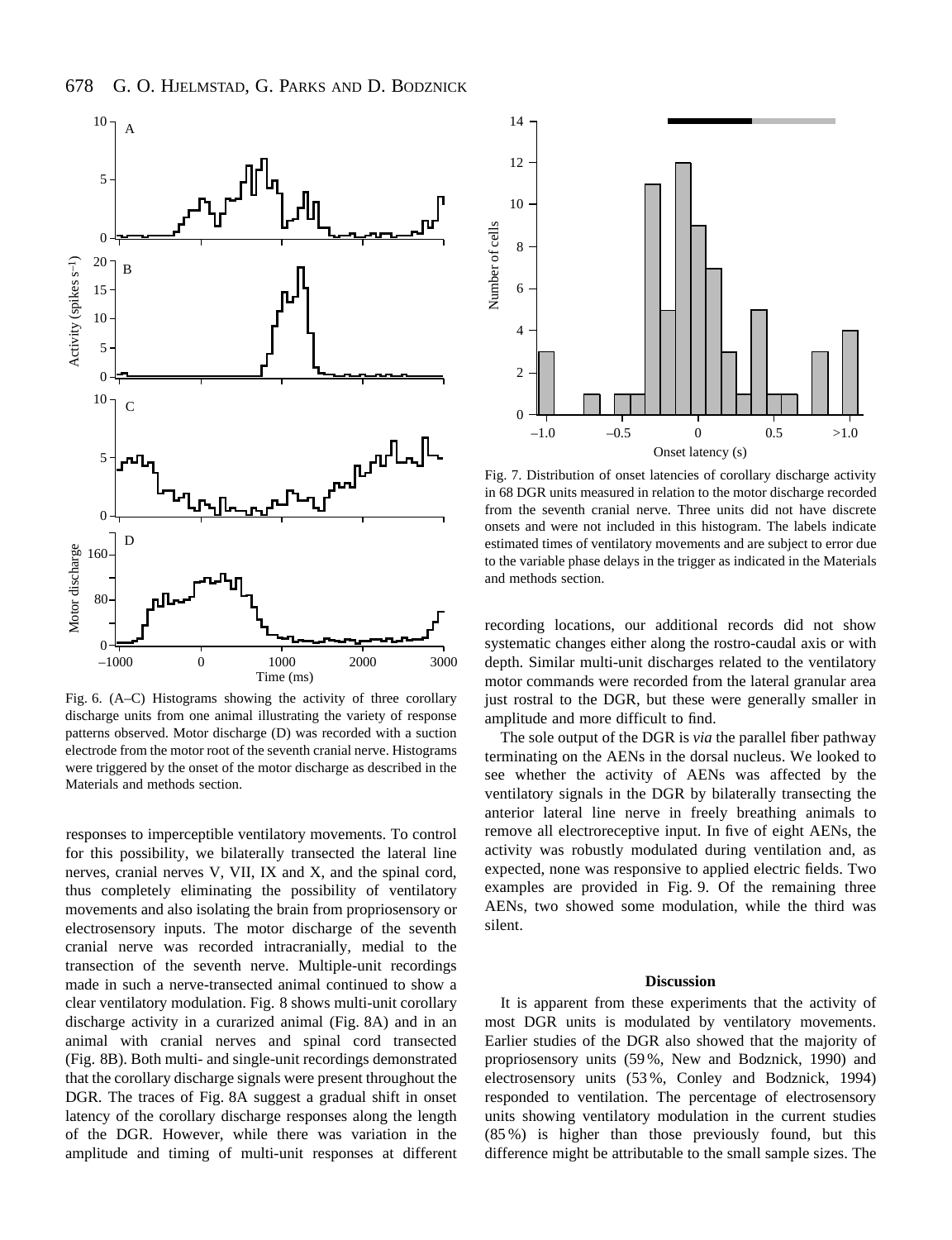Fig. 6. (A–C) Histograms showing the activity of three corollary discharge units from one animal illustrating the variety of response patterns observed. Motor discharge (D) was recorded with a suction electrode from the motor root of the seventh cranial nerve. Histograms were triggered by the onset of the motor discharge as described in the Materials and methods section.

Fig. 7. Distribution of onset latencies of corollary discharge activity in 68 DGR units measured in relation to the motor discharge recorded from the seventh cranial nerve. Three units did not have discrete onsets and were not included in this histogram. The labels indicate estimated times of ventilatory movements and are subject to error due to the variable phase delays in the trigger as indicated in the Materials and methods section.

responses to imperceptible ventilatory movements. To control for this possibility, we bilaterally transected the lateral line nerves, cranial nerves V, VII, IX and X, and the spinal cord, thus completely eliminating the possibility of ventilatory movements and also isolating the brain from propriosensory or electrosensory inputs. The motor discharge of the seventh cranial nerve was recorded intracranially, medial to the transection of the seventh nerve. Multiple-unit recordings made in such a nerve-transected animal continued to show a clear ventilatory modulation. Fig. 8 shows multi-unit corollary discharge activity in a curarized animal (Fig. 8A) and in an animal with cranial nerves and spinal cord transected (Fig. 8B). Both multi- and single-unit recordings demonstrated that the corollary discharge signals were present throughout the DGR. The traces of Fig. 8A suggest a gradual shift in onset latency of the corollary discharge responses along the length of the DGR. However, while there was variation in the amplitude and timing of multi-unit responses at different recording locations, our additional records did not show systematic changes either along the rostro-caudal axis or with depth. Similar multi-unit discharges related to the ventilatory motor commands were recorded from the lateral granular area just rostral to the DGR, but these were generally smaller in amplitude and more difficult to find.

The sole output of the DGR is *via* the parallel fiber pathway terminating on the AENs in the dorsal nucleus. We looked to see whether the activity of AENs was affected by the ventilatory signals in the DGR by bilaterally transecting the anterior lateral line nerve in freely breathing animals to remove all electroreceptive input. In five of eight AENs, the activity was robustly modulated during ventilation and, as expected, none was responsive to applied electric fields. Two examples are provided in Fig. 9. Of the remaining three AENs, two showed some modulation, while the third was silent.

## Discussion

It is apparent from these experiments that the activity of most DGR units is modulated by ventilatory movements. Earlier studies of the DGR also showed that the majority of propriosensory units (59 %, New and Bodznick, 1990) and electrosensory units (53 %, Conley and Bodznick, 1994) responded to ventilation. The percentage of electrosensory units showing ventilatory modulation in the current studies (85 %) is higher than those previously found, but this difference might be attributable to the small sample sizes. The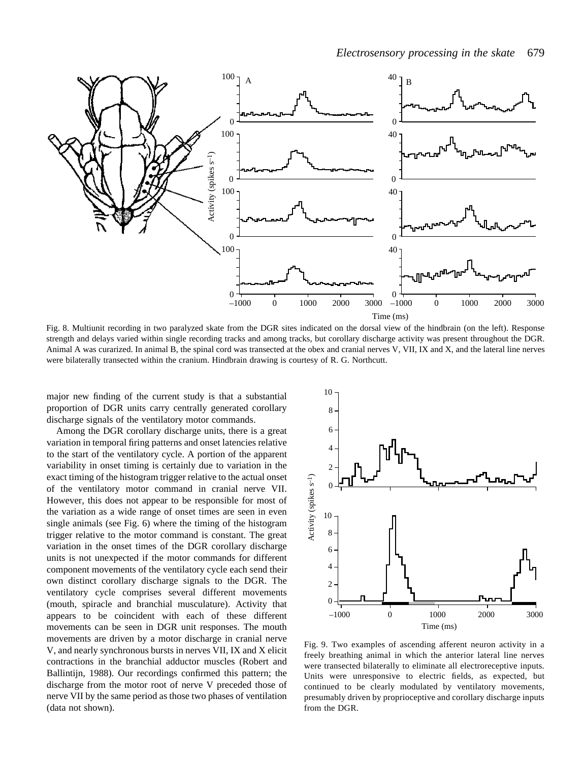Fig. 8. Multiunit recording in two paralyzed skate from the DGR sites indicated on the dorsal view of the hindbrain (on the left). Response strength and delays varied within single recording tracks and among tracks, but corollary discharge activity was present throughout the DGR. Animal A was curarized. In animal B, the spinal cord was transected at the obex and cranial nerves V, VII, IX and X, and the lateral line nerves were bilaterally transected within the cranium. Hindbrain drawing is courtesy of R. G. Northcutt.

major new finding of the current study is that a substantial proportion of DGR units carry centrally generated corollary discharge signals of the ventilatory motor commands.

Among the DGR corollary discharge units, there is a great variation in temporal firing patterns and onset latencies relative to the start of the ventilatory cycle. A portion of the apparent variability in onset timing is certainly due to variation in the exact timing of the histogram trigger relative to the actual onset of the ventilatory motor command in cranial nerve VII. However, this does not appear to be responsible for most of the variation as a wide range of onset times are seen in even single animals (see Fig. 6) where the timing of the histogram trigger relative to the motor command is constant. The great variation in the onset times of the DGR corollary discharge units is not unexpected if the motor commands for different component movements of the ventilatory cycle each send their own distinct corollary discharge signals to the DGR. The ventilatory cycle comprises several different movements (mouth, spiracle and branchial musculature). Activity that appears to be coincident with each of these different movements can be seen in DGR unit responses. The mouth movements are driven by a motor discharge in cranial nerve V, and nearly synchronous bursts in nerves VII, IX and X elicit contractions in the branchial adductor muscles (Robert and Ballintijn, 1988). Our recordings confirmed this pattern; the discharge from the motor root of nerve V preceded those of nerve VII by the same period as those two phases of ventilation (data not shown).

Fig. 9. Two examples of ascending afferent neuron activity in a freely breathing animal in which the anterior lateral line nerves were transected bilaterally to eliminate all electroreceptive inputs. Units were unresponsive to electric fields, as expected, but continued to be clearly modulated by ventilatory movements, presumably driven by proprioceptive and corollary discharge inputs from the DGR.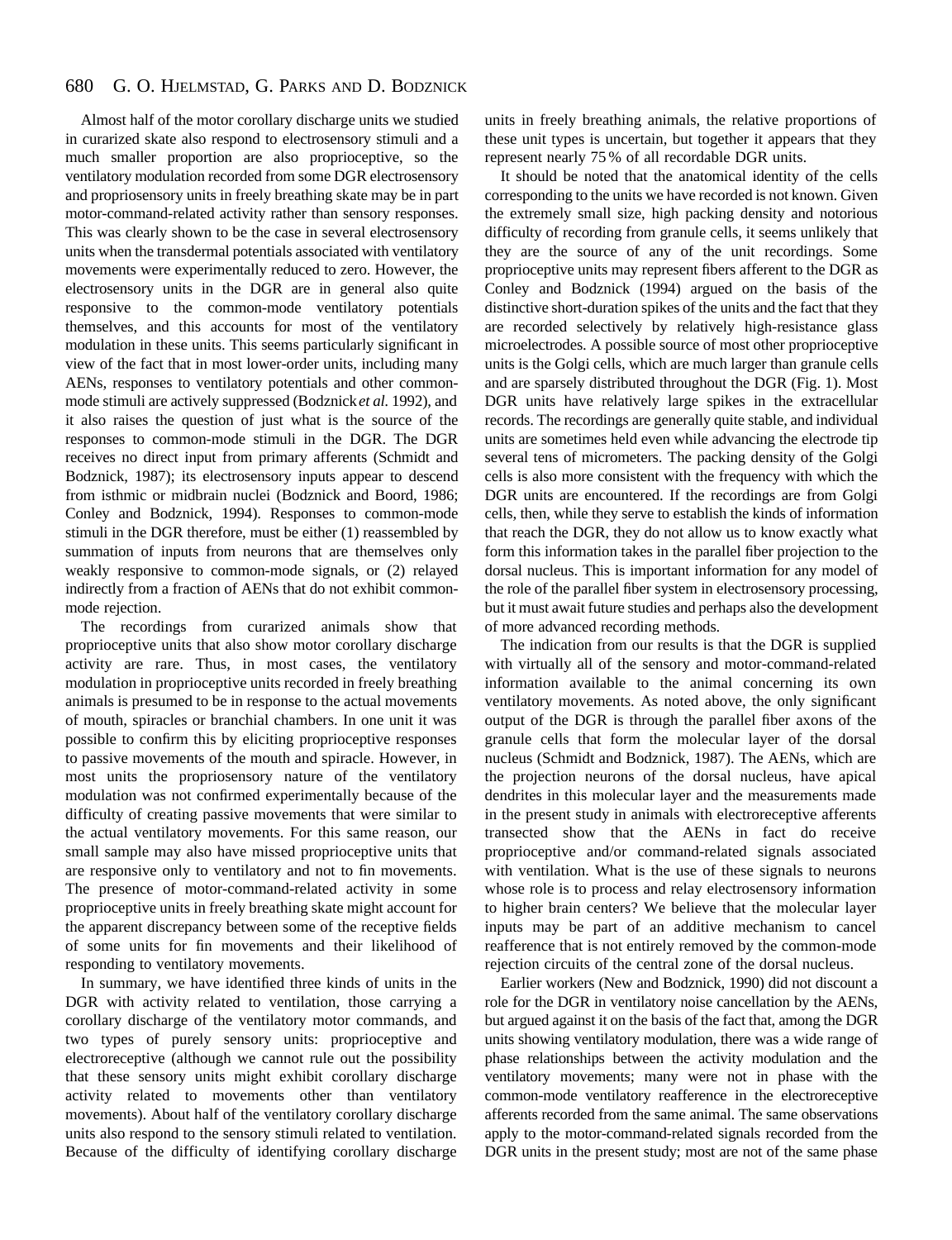Almost half of the motor corollary discharge units we studied in curarized skate also respond to electrosensory stimuli and a much smaller proportion are also proprioceptive, so the ventilatory modulation recorded from some DGR electrosensory and propriosensory units in freely breathing skate may be in part motor-command-related activity rather than sensory responses. This was clearly shown to be the case in several electrosensory units when the transdermal potentials associated with ventilatory movements were experimentally reduced to zero. However, the electrosensory units in the DGR are in general also quite responsive to the common-mode ventilatory potentials themselves, and this accounts for most of the ventilatory modulation in these units. This seems particularly significant in view of the fact that in most lower-order units, including many AENs, responses to ventilatory potentials and other common-mode stimuli are actively suppressed (Bodznick *et al.* 1992), and it also raises the question of just what is the source of the responses to common-mode stimuli in the DGR. The DGR receives no direct input from primary afferents (Schmidt and Bodznick, 1987); its electrosensory inputs appear to descend from isthmic or midbrain nuclei (Bodznick and Boord, 1986; Conley and Bodznick, 1994). Responses to common-mode stimuli in the DGR therefore, must be either (1) reassembled by summation of inputs from neurons that are themselves only weakly responsive to common-mode signals, or (2) relayed indirectly from a fraction of AENs that do not exhibit common-mode rejection.

The recordings from curarized animals show that proprioceptive units that also show motor corollary discharge activity are rare. Thus, in most cases, the ventilatory modulation in proprioceptive units recorded in freely breathing animals is presumed to be in response to the actual movements of mouth, spiracles or branchial chambers. In one unit it was possible to confirm this by eliciting proprioceptive responses to passive movements of the mouth and spiracle. However, in most units the propriosensory nature of the ventilatory modulation was not confirmed experimentally because of the difficulty of creating passive movements that were similar to the actual ventilatory movements. For this same reason, our small sample may also have missed proprioceptive units that are responsive only to ventilatory and not to fin movements. The presence of motor-command-related activity in some proprioceptive units in freely breathing skate might account for the apparent discrepancy between some of the receptive fields of some units for fin movements and their likelihood of responding to ventilatory movements.

In summary, we have identified three kinds of units in the DGR with activity related to ventilation, those carrying a corollary discharge of the ventilatory motor commands, and two types of purely sensory units: proprioceptive and electroreceptive (although we cannot rule out the possibility that these sensory units might exhibit corollary discharge activity related to movements other than ventilatory movements). About half of the ventilatory corollary discharge units also respond to the sensory stimuli related to ventilation. Because of the difficulty of identifying corollary discharge units in freely breathing animals, the relative proportions of these unit types is uncertain, but together it appears that they represent nearly 75 % of all recordable DGR units.

It should be noted that the anatomical identity of the cells corresponding to the units we have recorded is not known. Given the extremely small size, high packing density and notorious difficulty of recording from granule cells, it seems unlikely that they are the source of any of the unit recordings. Some proprioceptive units may represent fibers afferent to the DGR as Conley and Bodznick (1994) argued on the basis of the distinctive short-duration spikes of the units and the fact that they are recorded selectively by relatively high-resistance glass microelectrodes. A possible source of most other proprioceptive units is the Golgi cells, which are much larger than granule cells and are sparsely distributed throughout the DGR (Fig. 1). Most DGR units have relatively large spikes in the extracellular records. The recordings are generally quite stable, and individual units are sometimes held even while advancing the electrode tip several tens of micrometers. The packing density of the Golgi cells is also more consistent with the frequency with which the DGR units are encountered. If the recordings are from Golgi cells, then, while they serve to establish the kinds of information that reach the DGR, they do not allow us to know exactly what form this information takes in the parallel fiber projection to the dorsal nucleus. This is important information for any model of the role of the parallel fiber system in electrosensory processing, but it must await future studies and perhaps also the development of more advanced recording methods.

The indication from our results is that the DGR is supplied with virtually all of the sensory and motor-command-related information available to the animal concerning its own ventilatory movements. As noted above, the only significant output of the DGR is through the parallel fiber axons of the granule cells that form the molecular layer of the dorsal nucleus (Schmidt and Bodznick, 1987). The AENs, which are the projection neurons of the dorsal nucleus, have apical dendrites in this molecular layer and the measurements made in the present study in animals with electroreceptive afferents transected show that the AENs in fact do receive proprioceptive and/or command-related signals associated with ventilation. What is the use of these signals to neurons whose role is to process and relay electrosensory information to higher brain centers? We believe that the molecular layer inputs may be part of an additive mechanism to cancel reafference that is not entirely removed by the common-mode rejection circuits of the central zone of the dorsal nucleus.

Earlier workers (New and Bodznick, 1990) did not discount a role for the DGR in ventilatory noise cancellation by the AENs, but argued against it on the basis of the fact that, among the DGR units showing ventilatory modulation, there was a wide range of phase relationships between the activity modulation and the ventilatory movements; many were not in phase with the common-mode ventilatory reafference in the electroreceptive afferents recorded from the same animal. The same observations apply to the motor-command-related signals recorded from the DGR units in the present study; most are not of the same phase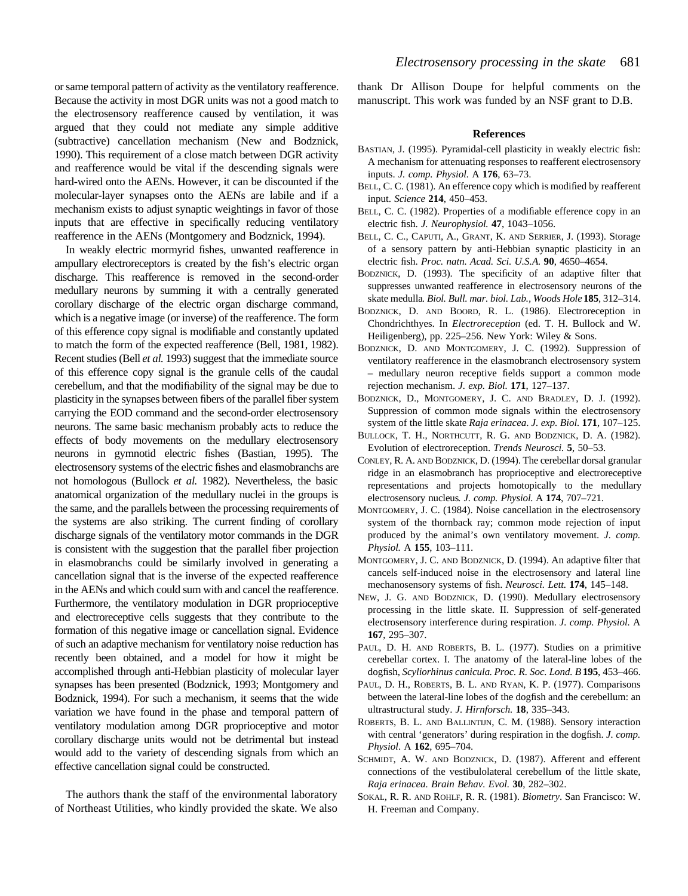or same temporal pattern of activity as the ventilatory reafference. Because the activity in most DGR units was not a good match to the electrosensory reafference caused by ventilation, it was argued that they could not mediate any simple additive (subtractive) cancellation mechanism (New and Bodznick, 1990). This requirement of a close match between DGR activity and reafference would be vital if the descending signals were hard-wired onto the AENs. However, it can be discounted if the molecular-layer synapses onto the AENs are labile and if a mechanism exists to adjust synaptic weightings in favor of those inputs that are effective in specifically reducing ventilatory reafference in the AENs (Montgomery and Bodznick, 1994).

In weakly electric mormyrid fishes, unwanted reafference in ampullary electroreceptors is created by the fish's electric organ discharge. This reafference is removed in the second-order medullary neurons by summing it with a centrally generated corollary discharge of the electric organ discharge command, which is a negative image (or inverse) of the reafference. The form of this efference copy signal is modifiable and constantly updated to match the form of the expected reafference (Bell, 1981, 1982). Recent studies (Bell *et al.* 1993) suggest that the immediate source of this efference copy signal is the granule cells of the caudal cerebellum, and that the modifiability of the signal may be due to plasticity in the synapses between fibers of the parallel fiber system carrying the EOD command and the second-order electrosensory neurons. The same basic mechanism probably acts to reduce the effects of body movements on the medullary electrosensory neurons in gymnotid electric fishes (Bastian, 1995). The electrosensory systems of the electric fishes and elasmobranchs are not homologous (Bullock *et al.* 1982). Nevertheless, the basic anatomical organization of the medullary nuclei in the groups is the same, and the parallels between the processing requirements of the systems are also striking. The current finding of corollary discharge signals of the ventilatory motor commands in the DGR is consistent with the suggestion that the parallel fiber projection in elasmobranchs could be similarly involved in generating a cancellation signal that is the inverse of the expected reafference in the AENs and which could sum with and cancel the reafference. Furthermore, the ventilatory modulation in DGR proprioceptive and electroreceptive cells suggests that they contribute to the formation of this negative image or cancellation signal. Evidence of such an adaptive mechanism for ventilatory noise reduction has recently been obtained, and a model for how it might be accomplished through anti-Hebbian plasticity of molecular layer synapses has been presented (Bodznick, 1993; Montgomery and Bodznick, 1994). For such a mechanism, it seems that the wide variation we have found in the phase and temporal pattern of ventilatory modulation among DGR proprioceptive and motor corollary discharge units would not be detrimental but instead would add to the variety of descending signals from which an effective cancellation signal could be constructed.

The authors thank the staff of the environmental laboratory of Northeast Utilities, who kindly provided the skate. We also thank Dr Allison Doupe for helpful comments on the manuscript. This work was funded by an NSF grant to D.B.

## References

BASTIAN, J. (1995). Pyramidal-cell plasticity in weakly electric fish: A mechanism for attenuating responses to reafferent electrosensory inputs. *J. comp. Physiol.* A **176**, 63–73.

BELL, C. C. (1981). An efference copy which is modified by reafferent input. *Science* **214**, 450–453.

BELL, C. C. (1982). Properties of a modifiable efference copy in an electric fish. *J. Neurophysiol.* **47**, 1043–1056.

BELL, C. C., CAPUTI, A., GRANT, K. AND SERRIER, J. (1993). Storage of a sensory pattern by anti-Hebbian synaptic plasticity in an electric fish. *Proc. natn. Acad. Sci. U.S.A.* **90**, 4650–4654.

BODZNICK, D. (1993). The specificity of an adaptive filter that suppresses unwanted reafference in electrosensory neurons of the skate medulla. *Biol. Bull. mar. biol. Lab., Woods Hole* **185**, 312–314.

BODZNICK, D. AND BOORD, R. L. (1986). Electroreception in Chondrichthyes. In *Electroreception* (ed. T. H. Bullock and W. Heiligenberg), pp. 225–256. New York: Wiley & Sons.

BODZNICK, D. AND MONTGOMERY, J. C. (1992). Suppression of ventilatory reafference in the elasmobranch electrosensory system – medullary neuron receptive fields support a common mode rejection mechanism. *J. exp. Biol.* **171**, 127–137.

BODZNICK, D., MONTGOMERY, J. C. AND BRADLEY, D. J. (1992). Suppression of common mode signals within the electrosensory system of the little skate *Raja erinacea*. *J. exp. Biol.* **171**, 107–125.

BULLOCK, T. H., NORTHCUTT, R. G. AND BODZNICK, D. A. (1982). Evolution of electroreception. *Trends Neurosci.* **5**, 50–53.

CONLEY, R. A. AND BODZNICK, D. (1994). The cerebellar dorsal granular ridge in an elasmobranch has proprioceptive and electroreceptive representations and projects homotopically to the medullary electrosensory nucleus. *J. comp. Physiol.* A **174**, 707–721.

MONTGOMERY, J. C. (1984). Noise cancellation in the electrosensory system of the thornback ray; common mode rejection of input produced by the animal's own ventilatory movement. *J. comp. Physiol.* A **155**, 103–111.

MONTGOMERY, J. C. AND BODZNICK, D. (1994). An adaptive filter that cancels self-induced noise in the electrosensory and lateral line mechanosensory systems of fish. *Neurosci. Lett.* **174**, 145–148.

NEW, J. G. AND BODZNICK, D. (1990). Medullary electrosensory processing in the little skate. II. Suppression of self-generated electrosensory interference during respiration. *J. comp. Physiol.* A **167**, 295–307.

PAUL, D. H. AND ROBERTS, B. L. (1977). Studies on a primitive cerebellar cortex. I. The anatomy of the lateral-line lobes of the dogfish, *Scyliorhinus canicula*. *Proc. R. Soc. Lond. B* **195**, 453–466.

PAUL, D. H., ROBERTS, B. L. AND RYAN, K. P. (1977). Comparisons between the lateral-line lobes of the dogfish and the cerebellum: an ultrastructural study. *J. Hirnforsch.* **18**, 335–343.

ROBERTS, B. L. AND BALLINTIJN, C. M. (1988). Sensory interaction with central 'generators' during respiration in the dogfish. *J. comp. Physiol.* A **162**, 695–704.

SCHMIDT, A. W. AND BODZNICK, D. (1987). Afferent and efferent connections of the vestibulolateral cerebellum of the little skate, *Raja erinacea*. *Brain Behav. Evol.* **30**, 282–302.

SOKAL, R. R. AND ROHLF, R. R. (1981). *Biometry*. San Francisco: W. H. Freeman and Company.